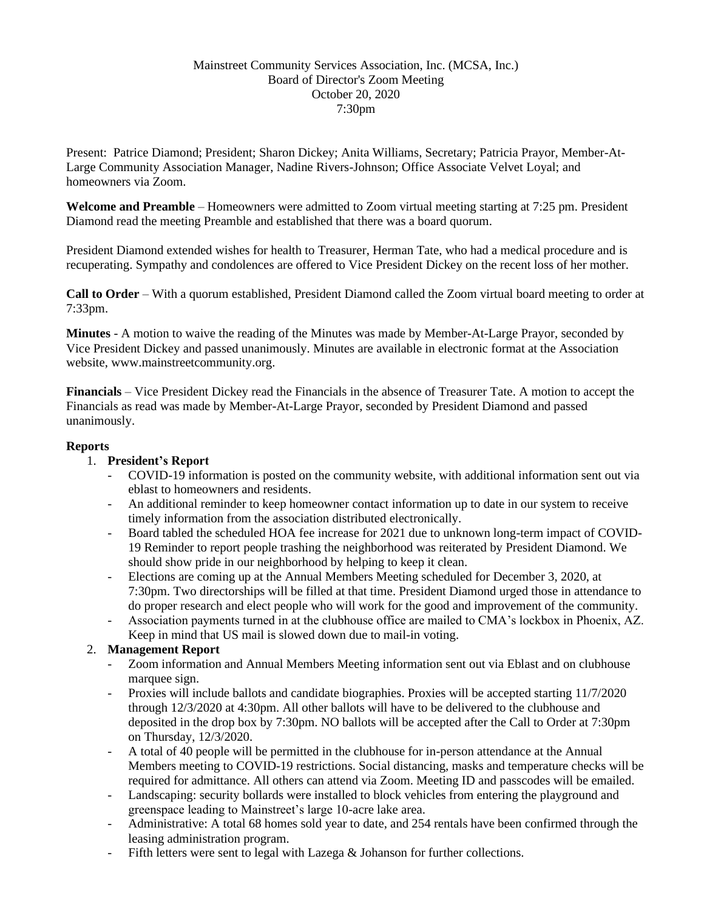Mainstreet Community Services Association, Inc. (MCSA, Inc.)
Board of Director's Zoom Meeting
October 20, 2020
7:30pm

Present: Patrice Diamond; President; Sharon Dickey; Anita Williams, Secretary; Patricia Prayor, Member-At-Large Community Association Manager, Nadine Rivers-Johnson; Office Associate Velvet Loyal; and homeowners via Zoom.

**Welcome and Preamble** – Homeowners were admitted to Zoom virtual meeting starting at 7:25 pm. President Diamond read the meeting Preamble and established that there was a board quorum.

President Diamond extended wishes for health to Treasurer, Herman Tate, who had a medical procedure and is recuperating. Sympathy and condolences are offered to Vice President Dickey on the recent loss of her mother.

**Call to Order** – With a quorum established, President Diamond called the Zoom virtual board meeting to order at 7:33pm.

**Minutes** - A motion to waive the reading of the Minutes was made by Member-At-Large Prayor, seconded by Vice President Dickey and passed unanimously. Minutes are available in electronic format at the Association website, www.mainstreetcommunity.org.

**Financials** – Vice President Dickey read the Financials in the absence of Treasurer Tate. A motion to accept the Financials as read was made by Member-At-Large Prayor, seconded by President Diamond and passed unanimously.

**Reports**

1. **President's Report**
   - COVID-19 information is posted on the community website, with additional information sent out via eblast to homeowners and residents.
   - An additional reminder to keep homeowner contact information up to date in our system to receive timely information from the association distributed electronically.
   - Board tabled the scheduled HOA fee increase for 2021 due to unknown long-term impact of COVID-19 Reminder to report people trashing the neighborhood was reiterated by President Diamond. We should show pride in our neighborhood by helping to keep it clean.
   - Elections are coming up at the Annual Members Meeting scheduled for December 3, 2020, at 7:30pm. Two directorships will be filled at that time. President Diamond urged those in attendance to do proper research and elect people who will work for the good and improvement of the community.
   - Association payments turned in at the clubhouse office are mailed to CMA's lockbox in Phoenix, AZ. Keep in mind that US mail is slowed down due to mail-in voting.
2. **Management Report**
   - Zoom information and Annual Members Meeting information sent out via Eblast and on clubhouse marquee sign.
   - Proxies will include ballots and candidate biographies. Proxies will be accepted starting 11/7/2020 through 12/3/2020 at 4:30pm. All other ballots will have to be delivered to the clubhouse and deposited in the drop box by 7:30pm. NO ballots will be accepted after the Call to Order at 7:30pm on Thursday, 12/3/2020.
   - A total of 40 people will be permitted in the clubhouse for in-person attendance at the Annual Members meeting to COVID-19 restrictions. Social distancing, masks and temperature checks will be required for admittance. All others can attend via Zoom. Meeting ID and passcodes will be emailed.
   - Landscaping: security bollards were installed to block vehicles from entering the playground and greenspace leading to Mainstreet's large 10-acre lake area.
   - Administrative: A total 68 homes sold year to date, and 254 rentals have been confirmed through the leasing administration program.
   - Fifth letters were sent to legal with Lazega & Johanson for further collections.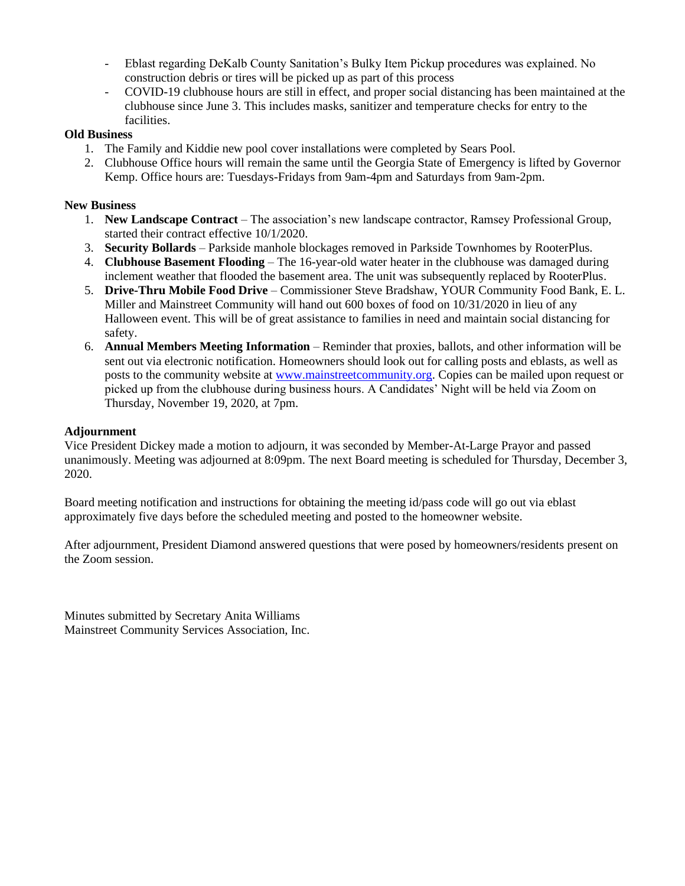- Eblast regarding DeKalb County Sanitation's Bulky Item Pickup procedures was explained. No construction debris or tires will be picked up as part of this process
- COVID-19 clubhouse hours are still in effect, and proper social distancing has been maintained at the clubhouse since June 3. This includes masks, sanitizer and temperature checks for entry to the facilities.

**Old Business**

1. The Family and Kiddie new pool cover installations were completed by Sears Pool.
2. Clubhouse Office hours will remain the same until the Georgia State of Emergency is lifted by Governor Kemp. Office hours are: Tuesdays-Fridays from 9am-4pm and Saturdays from 9am-2pm.

**New Business**

1. **New Landscape Contract** – The association's new landscape contractor, Ramsey Professional Group, started their contract effective 10/1/2020.
3. **Security Bollards** – Parkside manhole blockages removed in Parkside Townhomes by RooterPlus.
4. **Clubhouse Basement Flooding** – The 16-year-old water heater in the clubhouse was damaged during inclement weather that flooded the basement area. The unit was subsequently replaced by RooterPlus.
5. **Drive-Thru Mobile Food Drive** – Commissioner Steve Bradshaw, YOUR Community Food Bank, E. L. Miller and Mainstreet Community will hand out 600 boxes of food on 10/31/2020 in lieu of any Halloween event. This will be of great assistance to families in need and maintain social distancing for safety.
6. **Annual Members Meeting Information** – Reminder that proxies, ballots, and other information will be sent out via electronic notification. Homeowners should look out for calling posts and eblasts, as well as posts to the community website at www.mainstreetcommunity.org. Copies can be mailed upon request or picked up from the clubhouse during business hours. A Candidates' Night will be held via Zoom on Thursday, November 19, 2020, at 7pm.

**Adjournment**

Vice President Dickey made a motion to adjourn, it was seconded by Member-At-Large Prayor and passed unanimously. Meeting was adjourned at 8:09pm. The next Board meeting is scheduled for Thursday, December 3, 2020.

Board meeting notification and instructions for obtaining the meeting id/pass code will go out via eblast approximately five days before the scheduled meeting and posted to the homeowner website.

After adjournment, President Diamond answered questions that were posed by homeowners/residents present on the Zoom session.

Minutes submitted by Secretary Anita Williams
Mainstreet Community Services Association, Inc.